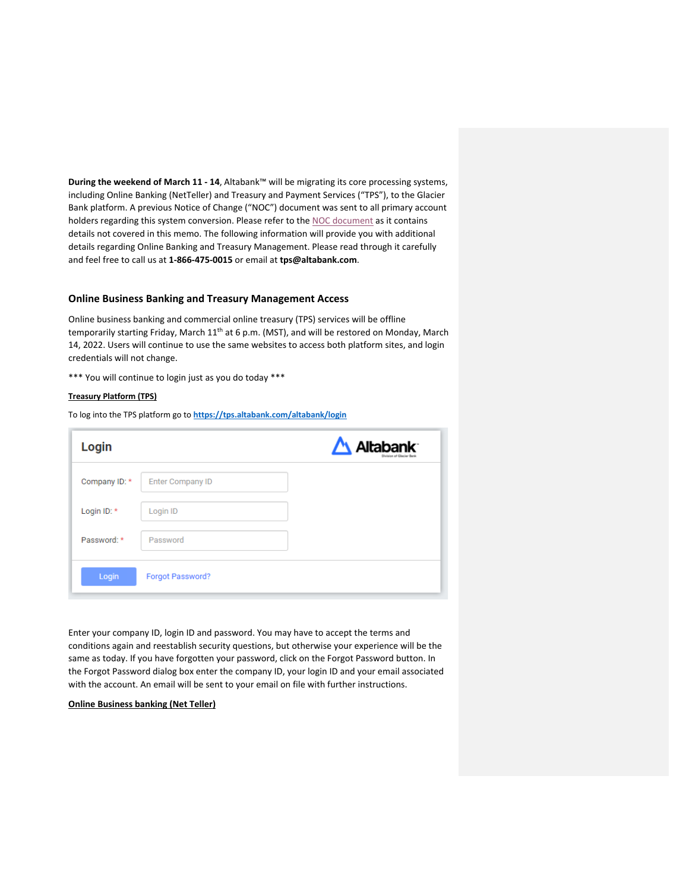**During the weekend of March 11 - 14**, Altabank™ will be migrating its core processing systems, including Online Banking (NetTeller) and Treasury and Payment Services ("TPS"), to the Glacier Bank platform. A previous Notice of Change ("NOC") document was sent to all primary account holders regarding this system conversion. Please refer to the NOC document as it contains details not covered in this memo. The following information will provide you with additional details regarding Online Banking and Treasury Management. Please read through it carefully and feel free to call us at **1-866-475-0015** or email at **tps@altabank.com**.

## Online Business Banking and Treasury Management Access

Online business banking and commercial online treasury (TPS) services will be offline temporarily starting Friday, March 11th at 6 p.m. (MST), and will be restored on Monday, March 14, 2022. Users will continue to use the same websites to access both platform sites, and login credentials will not change.

*** You will continue to login just as you do today ***

**Treasury Platform (TPS)**

To log into the TPS platform go to **https://tps.altabank.com/altabank/login**

Enter your company ID, login ID and password. You may have to accept the terms and conditions again and reestablish security questions, but otherwise your experience will be the same as today. If you have forgotten your password, click on the Forgot Password button. In the Forgot Password dialog box enter the company ID, your login ID and your email associated with the account. An email will be sent to your email on file with further instructions.

**Online Business banking (Net Teller)**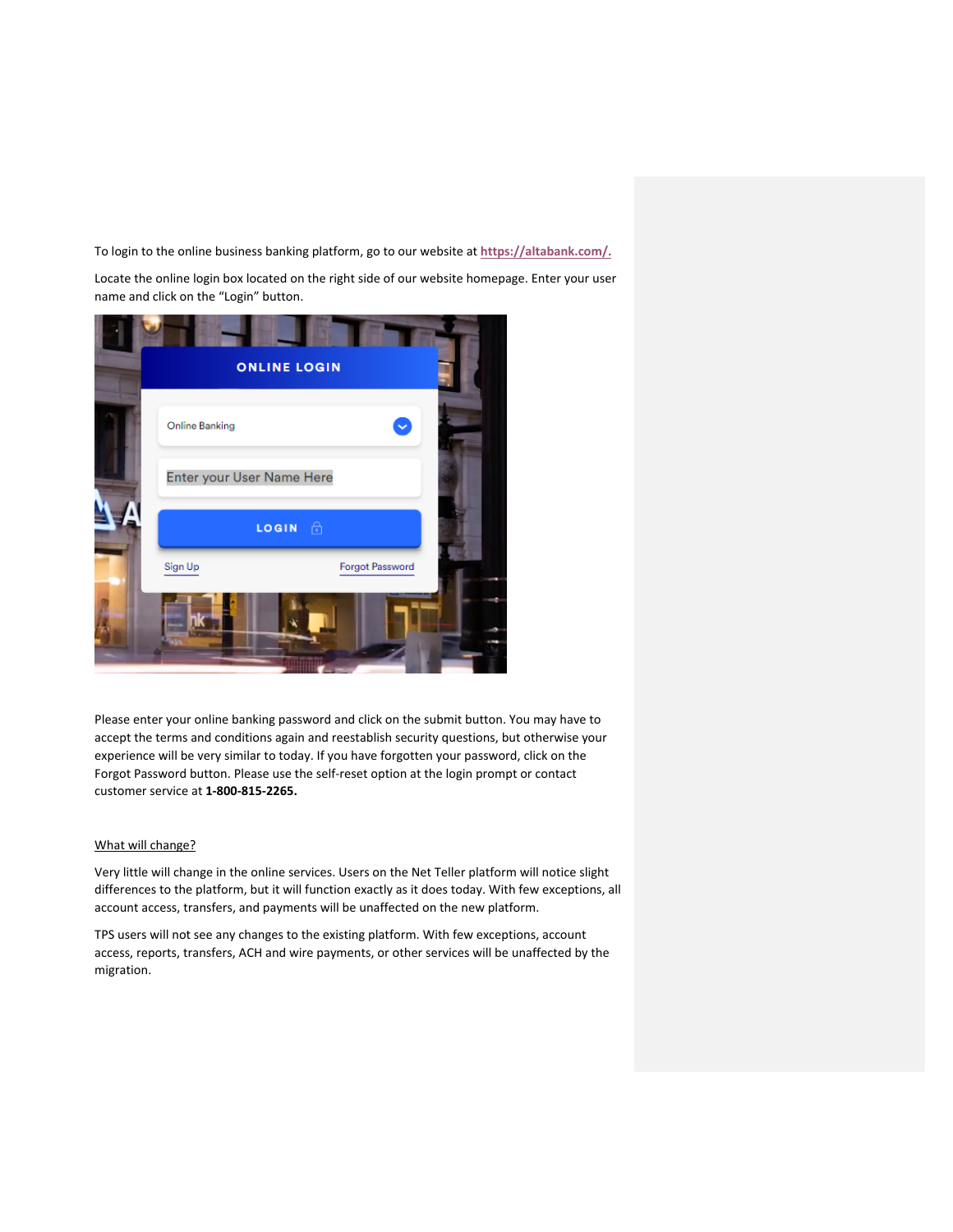To login to the online business banking platform, go to our website at [https://altabank.com/.](https://altabank.com/)

Locate the online login box located on the right side of our website homepage. Enter your user name and click on the "Login" button.

Please enter your online banking password and click on the submit button. You may have to accept the terms and conditions again and reestablish security questions, but otherwise your experience will be very similar to today. If you have forgotten your password, click on the Forgot Password button. Please use the self-reset option at the login prompt or contact customer service at **1-800-815-2265.**

<u>What will change?</u>

Very little will change in the online services. Users on the Net Teller platform will notice slight differences to the platform, but it will function exactly as it does today. With few exceptions, all account access, transfers, and payments will be unaffected on the new platform.

TPS users will not see any changes to the existing platform. With few exceptions, account access, reports, transfers, ACH and wire payments, or other services will be unaffected by the migration.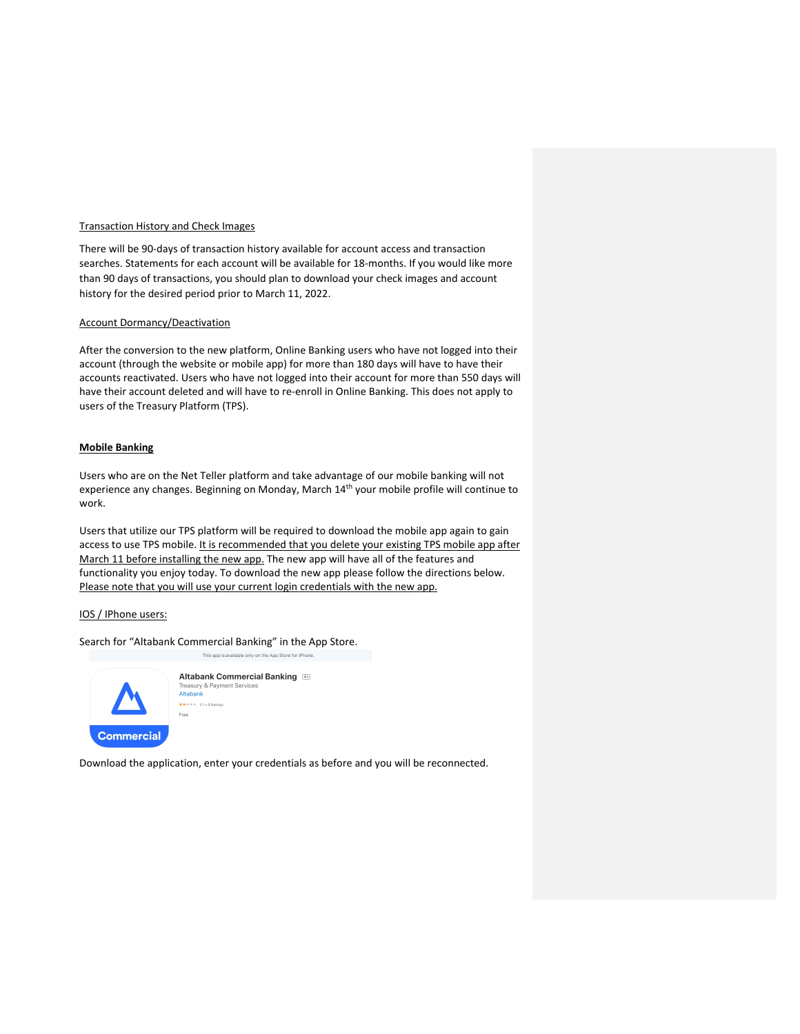Transaction History and Check Images

There will be 90-days of transaction history available for account access and transaction searches. Statements for each account will be available for 18-months. If you would like more than 90 days of transactions, you should plan to download your check images and account history for the desired period prior to March 11, 2022.

Account Dormancy/Deactivation

After the conversion to the new platform, Online Banking users who have not logged into their account (through the website or mobile app) for more than 180 days will have to have their accounts reactivated. Users who have not logged into their account for more than 550 days will have their account deleted and will have to re-enroll in Online Banking. This does not apply to users of the Treasury Platform (TPS).

**Mobile Banking**

Users who are on the Net Teller platform and take advantage of our mobile banking will not experience any changes. Beginning on Monday, March 14th your mobile profile will continue to work.

Users that utilize our TPS platform will be required to download the mobile app again to gain access to use TPS mobile. It is recommended that you delete your existing TPS mobile app after March 11 before installing the new app. The new app will have all of the features and functionality you enjoy today. To download the new app please follow the directions below. Please note that you will use your current login credentials with the new app.

IOS / IPhone users:

Search for "Altabank Commercial Banking" in the App Store.

This app is available only on the App Store for iPhone.

Commercial

Altabank Commercial Banking 4+
Treasury & Payment Services
Altabank
Free

Download the application, enter your credentials as before and you will be reconnected.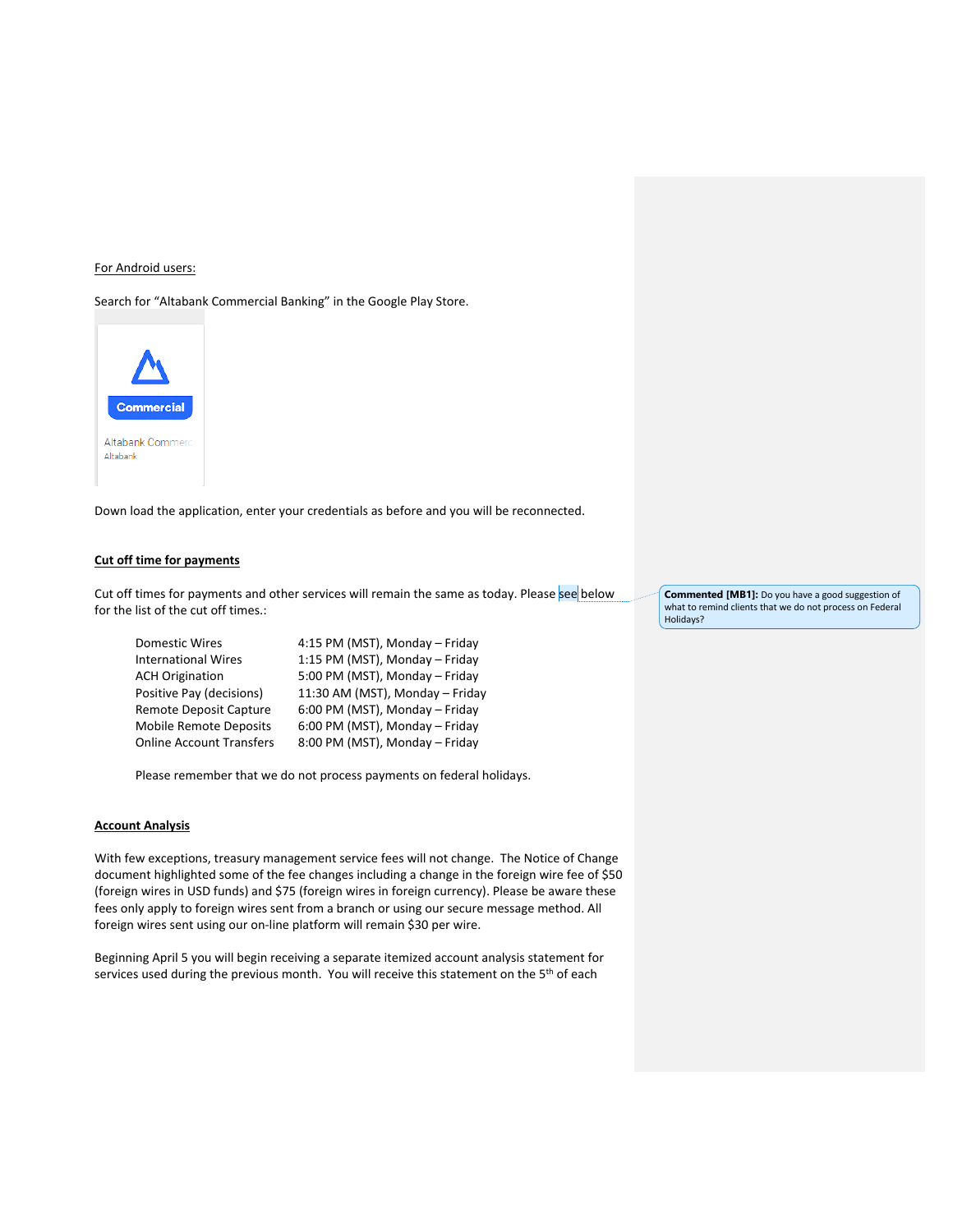For Android users:

Search for "Altabank Commercial Banking" in the Google Play Store.

Down load the application, enter your credentials as before and you will be reconnected.

**Cut off time for payments**

Cut off times for payments and other services will remain the same as today. Please see below for the list of the cut off times.:

| | |
|---|---|
| Domestic Wires | 4:15 PM (MST), Monday – Friday |
| International Wires | 1:15 PM (MST), Monday – Friday |
| ACH Origination | 5:00 PM (MST), Monday – Friday |
| Positive Pay (decisions) | 11:30 AM (MST), Monday – Friday |
| Remote Deposit Capture | 6:00 PM (MST), Monday – Friday |
| Mobile Remote Deposits | 6:00 PM (MST), Monday – Friday |
| Online Account Transfers | 8:00 PM (MST), Monday – Friday |

Please remember that we do not process payments on federal holidays.

**Commented [MB1]:** Do you have a good suggestion of what to remind clients that we do not process on Federal Holidays?

**Account Analysis**

With few exceptions, treasury management service fees will not change. The Notice of Change document highlighted some of the fee changes including a change in the foreign wire fee of $50 (foreign wires in USD funds) and $75 (foreign wires in foreign currency). Please be aware these fees only apply to foreign wires sent from a branch or using our secure message method. All foreign wires sent using our on-line platform will remain $30 per wire.

Beginning April 5 you will begin receiving a separate itemized account analysis statement for services used during the previous month. You will receive this statement on the 5th of each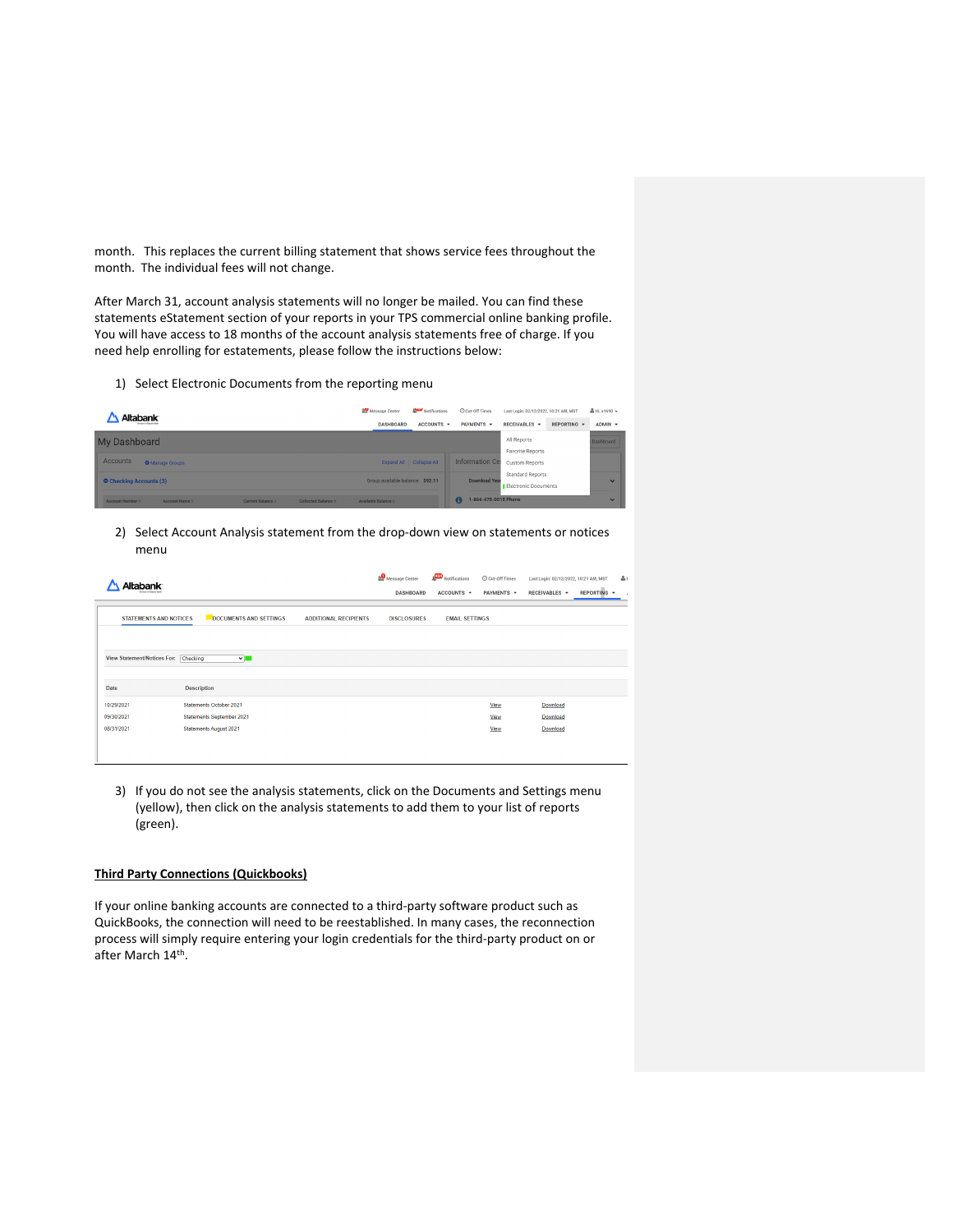month. This replaces the current billing statement that shows service fees throughout the month. The individual fees will not change.

After March 31, account analysis statements will no longer be mailed. You can find these statements eStatement section of your reports in your TPS commercial online banking profile. You will have access to 18 months of the account analysis statements free of charge. If you need help enrolling for estatements, please follow the instructions below:

1) Select Electronic Documents from the reporting menu

2) Select Account Analysis statement from the drop-down view on statements or notices menu

3) If you do not see the analysis statements, click on the Documents and Settings menu (yellow), then click on the analysis statements to add them to your list of reports (green).

**Third Party Connections (Quickbooks)**

If your online banking accounts are connected to a third-party software product such as QuickBooks, the connection will need to be reestablished. In many cases, the reconnection process will simply require entering your login credentials for the third-party product on or after March 14th.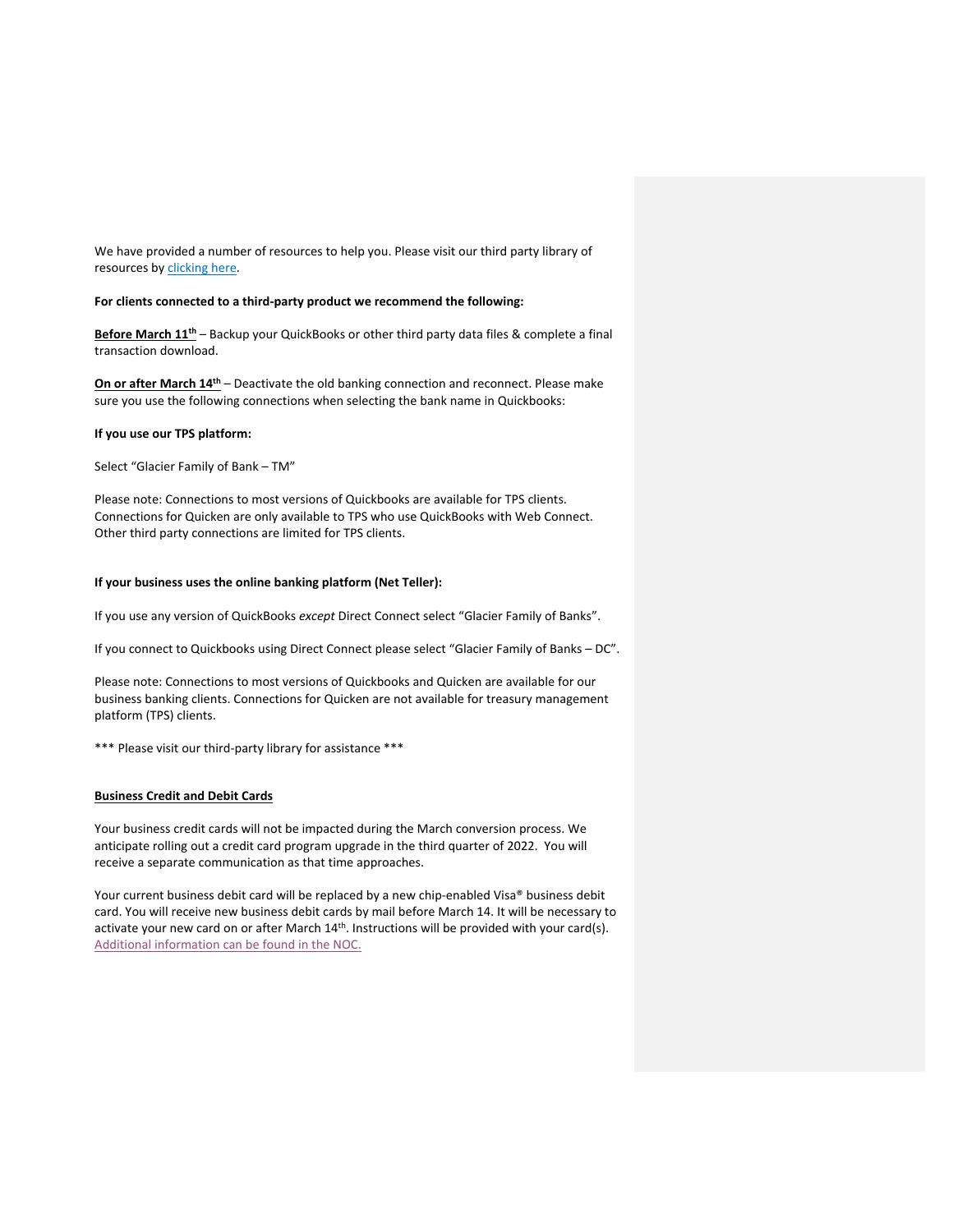We have provided a number of resources to help you. Please visit our third party library of resources by [clicking here].

**For clients connected to a third-party product we recommend the following:**

**Before March 11th** – Backup your QuickBooks or other third party data files & complete a final transaction download.

**On or after March 14th** – Deactivate the old banking connection and reconnect. Please make sure you use the following connections when selecting the bank name in Quickbooks:

**If you use our TPS platform:**

Select "Glacier Family of Bank – TM"

Please note: Connections to most versions of Quickbooks are available for TPS clients. Connections for Quicken are only available to TPS who use QuickBooks with Web Connect. Other third party connections are limited for TPS clients.

**If your business uses the online banking platform (Net Teller):**

If you use any version of QuickBooks *except* Direct Connect select "Glacier Family of Banks".

If you connect to Quickbooks using Direct Connect please select "Glacier Family of Banks – DC".

Please note: Connections to most versions of Quickbooks and Quicken are available for our business banking clients. Connections for Quicken are not available for treasury management platform (TPS) clients.

*** Please visit our third-party library for assistance ***

**Business Credit and Debit Cards**

Your business credit cards will not be impacted during the March conversion process. We anticipate rolling out a credit card program upgrade in the third quarter of 2022. You will receive a separate communication as that time approaches.

Your current business debit card will be replaced by a new chip-enabled Visa® business debit card. You will receive new business debit cards by mail before March 14. It will be necessary to activate your new card on or after March 14th. Instructions will be provided with your card(s). Additional information can be found in the NOC.